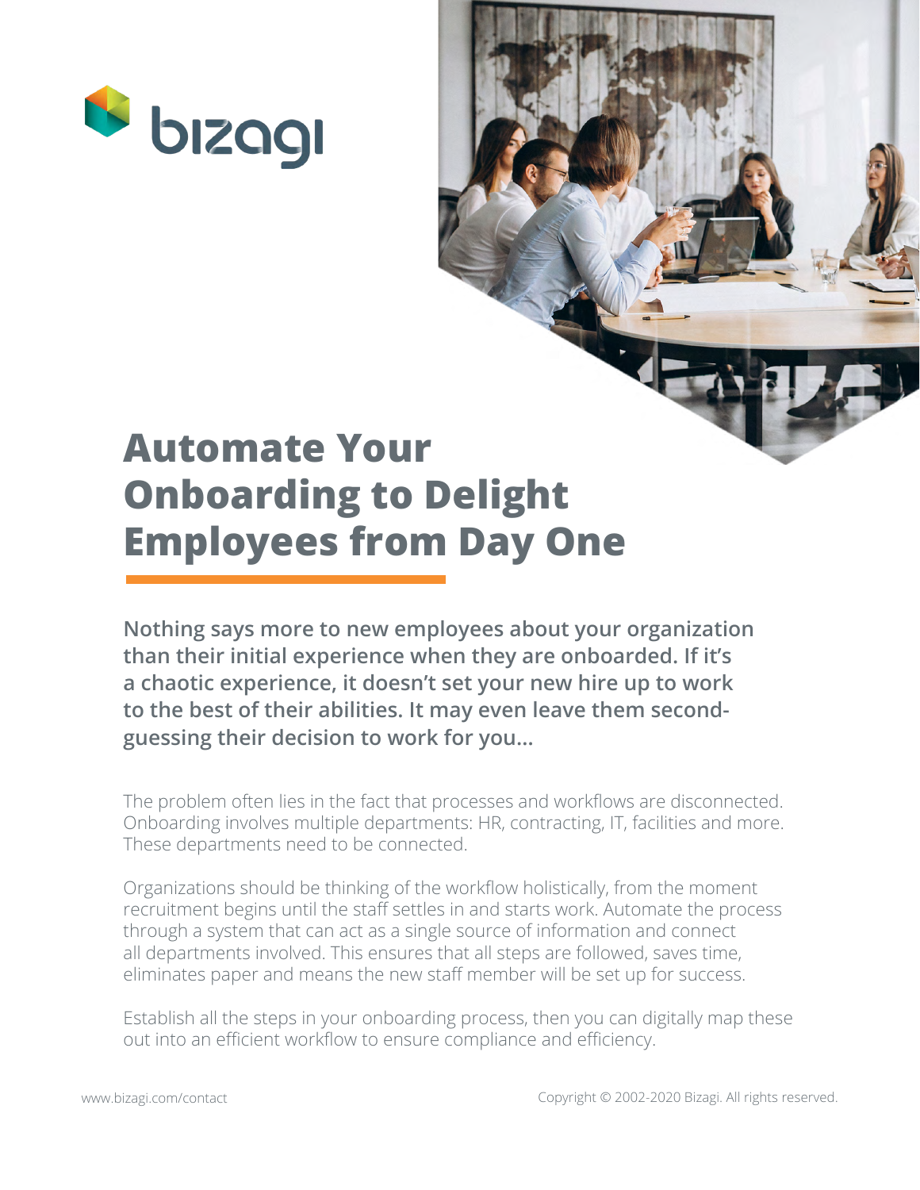# Automate Your Onboarding to Delight Employees from Day One

**Nothing says more to new employees about your organization than their initial experience when they are onboarded. If it's a chaotic experience, it doesn't set your new hire up to work to the best of their abilities. It may even leave them second-guessing their decision to work for you...**

The problem often lies in the fact that processes and workflows are disconnected. Onboarding involves multiple departments: HR, contracting, IT, facilities and more. These departments need to be connected.

Organizations should be thinking of the workflow holistically, from the moment recruitment begins until the staff settles in and starts work. Automate the process through a system that can act as a single source of information and connect all departments involved. This ensures that all steps are followed, saves time, eliminates paper and means the new staff member will be set up for success.

Establish all the steps in your onboarding process, then you can digitally map these out into an efficient workflow to ensure compliance and efficiency.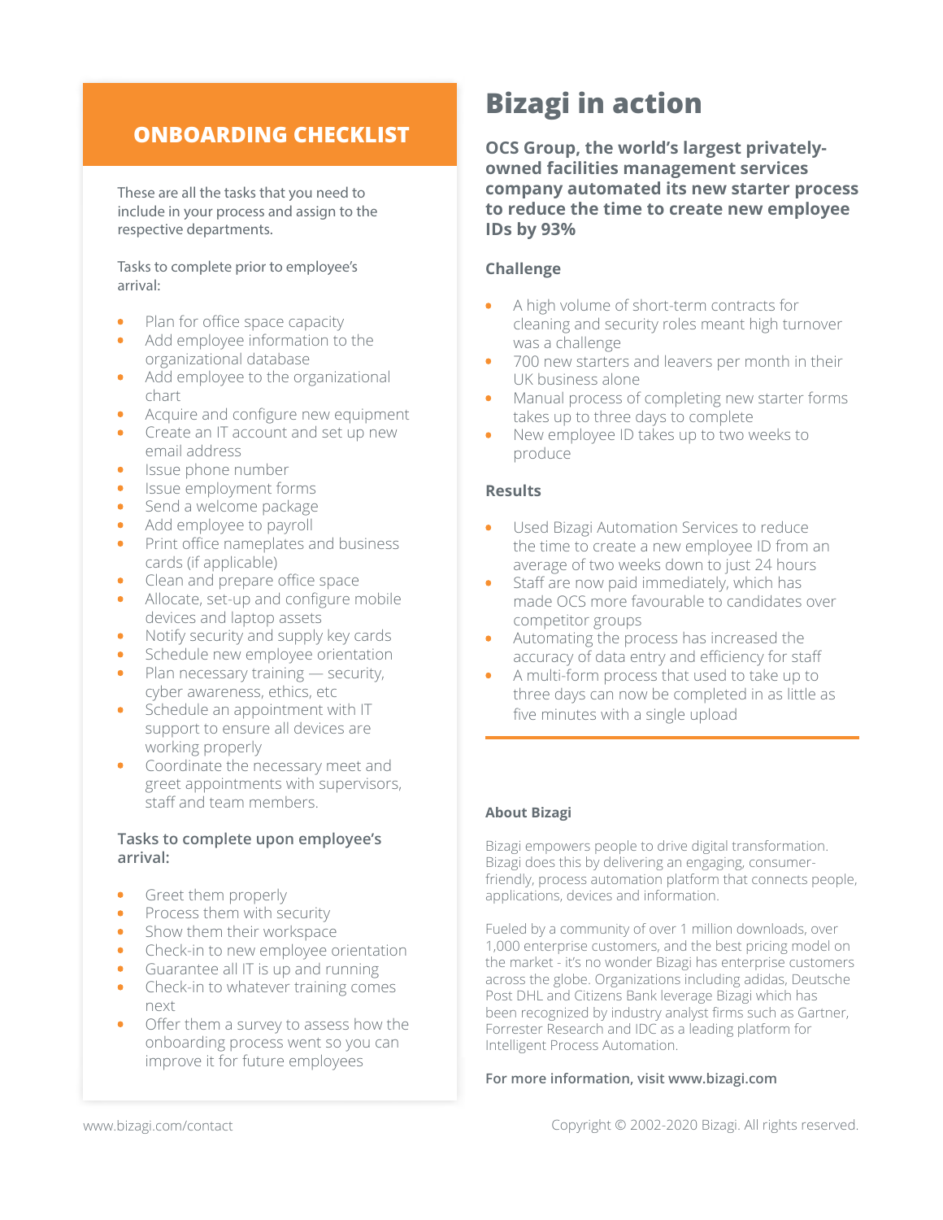## ONBOARDING CHECKLIST

These are all the tasks that you need to include in your process and assign to the respective departments.

Tasks to complete prior to employee's arrival:

- Plan for office space capacity
- Add employee information to the organizational database
- Add employee to the organizational chart
- Acquire and configure new equipment
- Create an IT account and set up new email address
- Issue phone number
- Issue employment forms
- Send a welcome package
- Add employee to payroll
- Print office nameplates and business cards (if applicable)
- Clean and prepare office space
- Allocate, set-up and configure mobile devices and laptop assets
- Notify security and supply key cards
- Schedule new employee orientation
- Plan necessary training — security, cyber awareness, ethics, etc
- Schedule an appointment with IT support to ensure all devices are working properly
- Coordinate the necessary meet and greet appointments with supervisors, staff and team members.

**Tasks to complete upon employee's arrival:**

- Greet them properly
- Process them with security
- Show them their workspace
- Check-in to new employee orientation
- Guarantee all IT is up and running
- Check-in to whatever training comes next
- Offer them a survey to assess how the onboarding process went so you can improve it for future employees

# Bizagi in action

**OCS Group, the world's largest privately-owned facilities management services company automated its new starter process to reduce the time to create new employee IDs by 93%**

### Challenge

- A high volume of short-term contracts for cleaning and security roles meant high turnover was a challenge
- 700 new starters and leavers per month in their UK business alone
- Manual process of completing new starter forms takes up to three days to complete
- New employee ID takes up to two weeks to produce

### Results

- Used Bizagi Automation Services to reduce the time to create a new employee ID from an average of two weeks down to just 24 hours
- Staff are now paid immediately, which has made OCS more favourable to candidates over competitor groups
- Automating the process has increased the accuracy of data entry and efficiency for staff
- A multi-form process that used to take up to three days can now be completed in as little as five minutes with a single upload

**About Bizagi**

Bizagi empowers people to drive digital transformation. Bizagi does this by delivering an engaging, consumer-friendly, process automation platform that connects people, applications, devices and information.

Fueled by a community of over 1 million downloads, over 1,000 enterprise customers, and the best pricing model on the market - it's no wonder Bizagi has enterprise customers across the globe. Organizations including adidas, Deutsche Post DHL and Citizens Bank leverage Bizagi which has been recognized by industry analyst firms such as Gartner, Forrester Research and IDC as a leading platform for Intelligent Process Automation.

**For more information, visit www.bizagi.com**

www.bizagi.com/contact

Copyright © 2002-2020 Bizagi. All rights reserved.